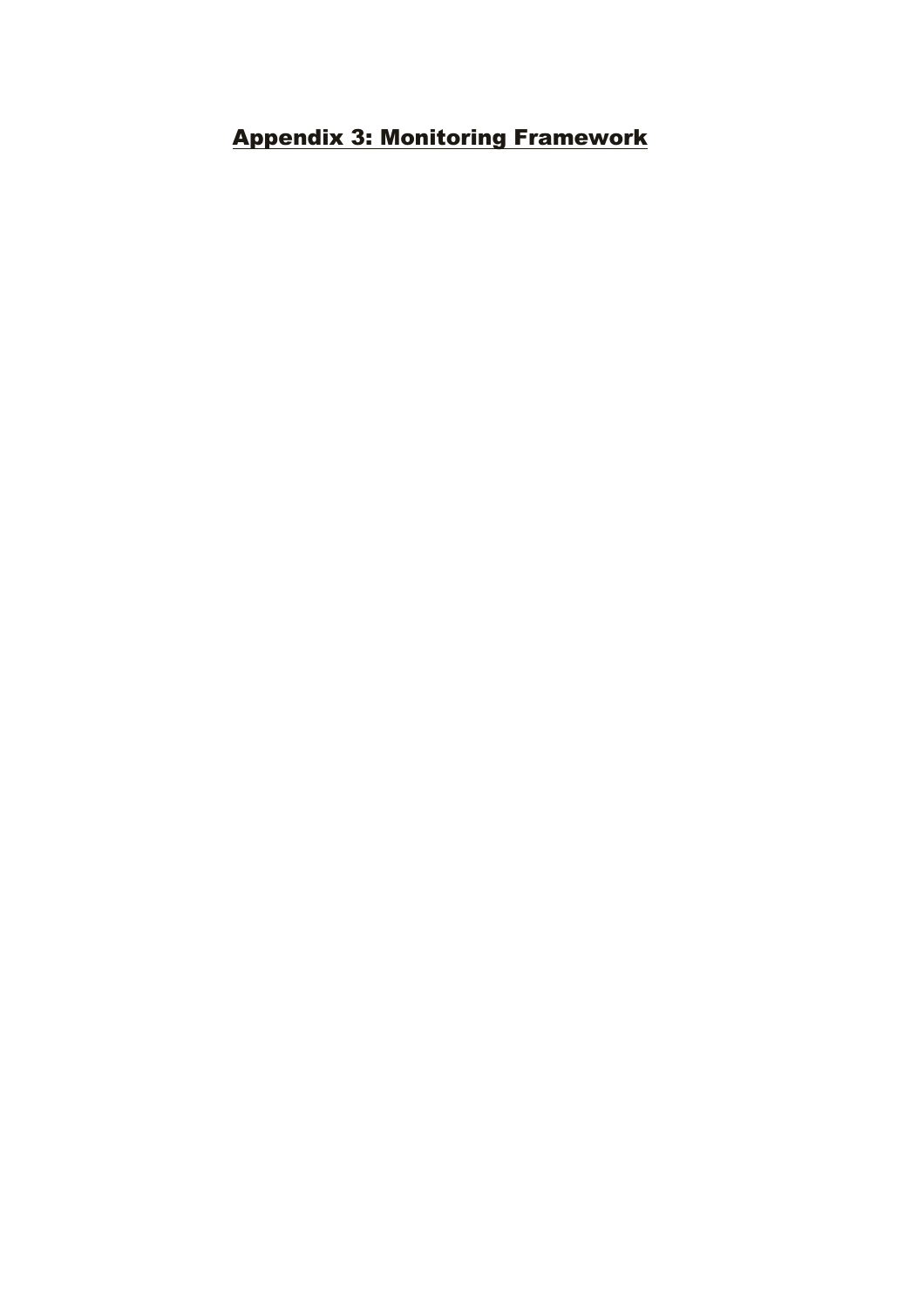# Appendix 3: Monitoring Framework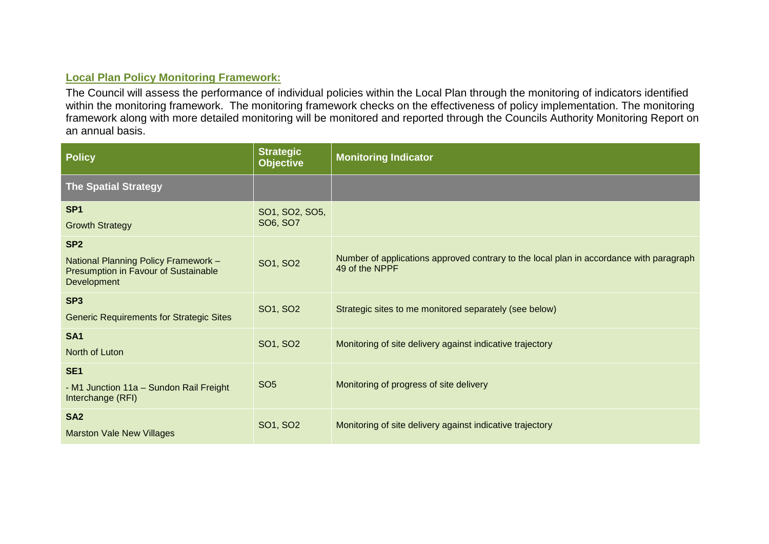## Local Plan Policy Monitoring Framework:

The Council will assess the performance of individual policies within the Local Plan through the monitoring of indicators identified within the monitoring framework. The monitoring framework checks on the effectiveness of policy implementation. The monitoring framework along with more detailed monitoring will be monitored and reported through the Councils Authority Monitoring Report on an annual basis.

| Policy | Strategic Objective | Monitoring Indicator |
|---|---|---|
| **The Spatial Strategy** | | |
| **SP1**<br>Growth Strategy | SO1, SO2, SO5, SO6, SO7 | |
| **SP2**<br>National Planning Policy Framework – Presumption in Favour of Sustainable Development | SO1, SO2 | Number of applications approved contrary to the local plan in accordance with paragraph 49 of the NPPF |
| **SP3**<br>Generic Requirements for Strategic Sites | SO1, SO2 | Strategic sites to me monitored separately (see below) |
| **SA1**<br>North of Luton | SO1, SO2 | Monitoring of site delivery against indicative trajectory |
| **SE1**<br>- M1 Junction 11a – Sundon Rail Freight Interchange (RFI) | SO5 | Monitoring of progress of site delivery |
| **SA2**<br>Marston Vale New Villages | SO1, SO2 | Monitoring of site delivery against indicative trajectory |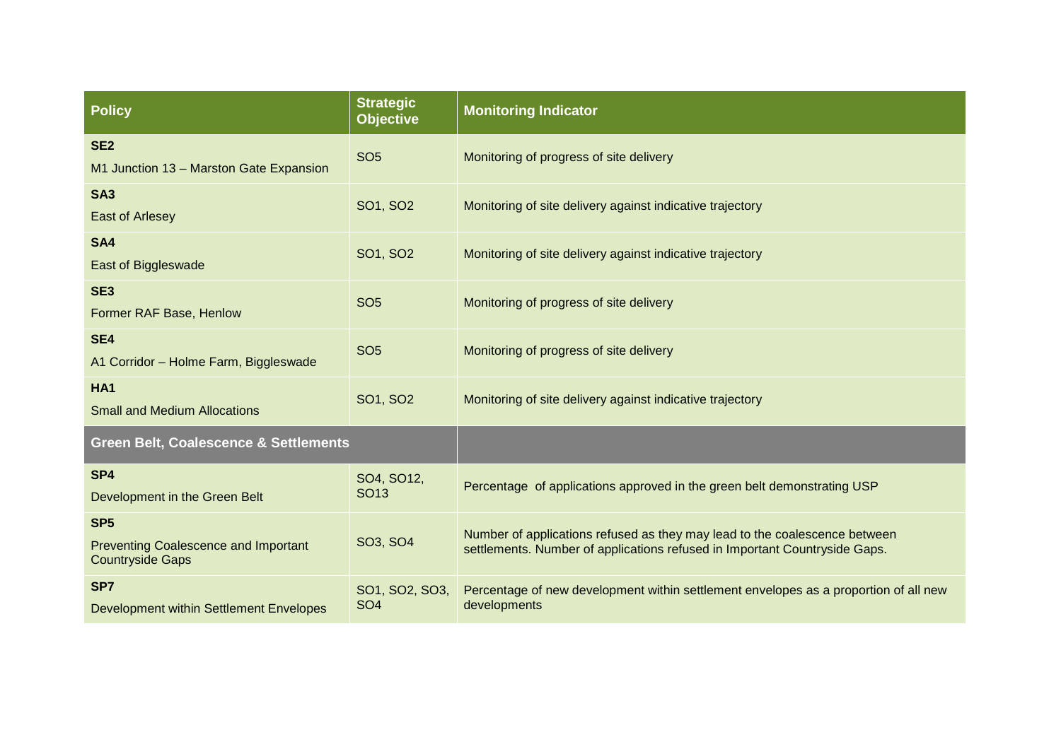| Policy | Strategic Objective | Monitoring Indicator |
|---|---|---|
| **SE2** M1 Junction 13 – Marston Gate Expansion | SO5 | Monitoring of progress of site delivery |
| **SA3** East of Arlesey | SO1, SO2 | Monitoring of site delivery against indicative trajectory |
| **SA4** East of Biggleswade | SO1, SO2 | Monitoring of site delivery against indicative trajectory |
| **SE3** Former RAF Base, Henlow | SO5 | Monitoring of progress of site delivery |
| **SE4** A1 Corridor – Holme Farm, Biggleswade | SO5 | Monitoring of progress of site delivery |
| **HA1** Small and Medium Allocations | SO1, SO2 | Monitoring of site delivery against indicative trajectory |
| **Green Belt, Coalescence & Settlements** | | |
| **SP4** Development in the Green Belt | SO4, SO12, SO13 | Percentage of applications approved in the green belt demonstrating USP |
| **SP5** Preventing Coalescence and Important Countryside Gaps | SO3, SO4 | Number of applications refused as they may lead to the coalescence between settlements. Number of applications refused in Important Countryside Gaps. |
| **SP7** Development within Settlement Envelopes | SO1, SO2, SO3, SO4 | Percentage of new development within settlement envelopes as a proportion of all new developments |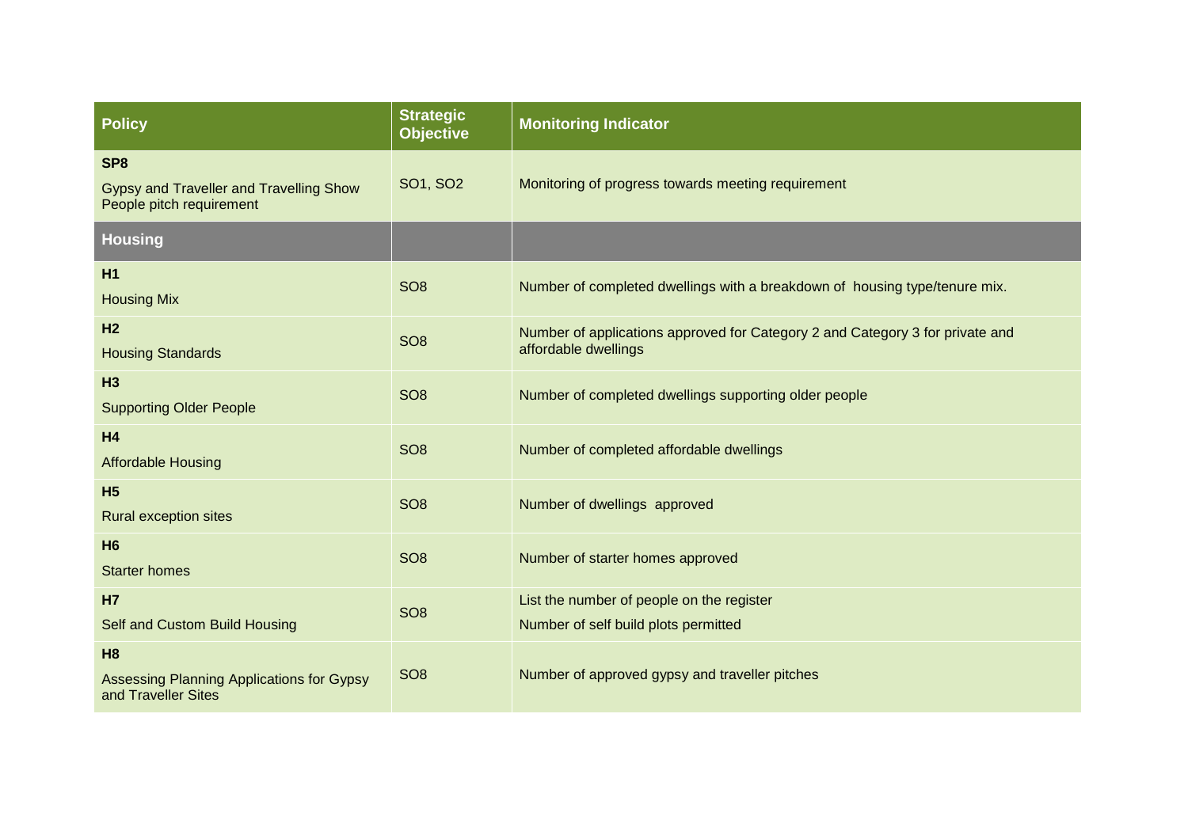| Policy | Strategic Objective | Monitoring Indicator |
|---|---|---|
| **SP8**<br>Gypsy and Traveller and Travelling Show People pitch requirement | SO1, SO2 | Monitoring of progress towards meeting requirement |
| **Housing** | | |
| **H1**<br>Housing Mix | SO8 | Number of completed dwellings with a breakdown of housing type/tenure mix. |
| **H2**<br>Housing Standards | SO8 | Number of applications approved for Category 2 and Category 3 for private and affordable dwellings |
| **H3**<br>Supporting Older People | SO8 | Number of completed dwellings supporting older people |
| **H4**<br>Affordable Housing | SO8 | Number of completed affordable dwellings |
| **H5**<br>Rural exception sites | SO8 | Number of dwellings approved |
| **H6**<br>Starter homes | SO8 | Number of starter homes approved |
| **H7**<br>Self and Custom Build Housing | SO8 | List the number of people on the register<br>Number of self build plots permitted |
| **H8**<br>Assessing Planning Applications for Gypsy and Traveller Sites | SO8 | Number of approved gypsy and traveller pitches |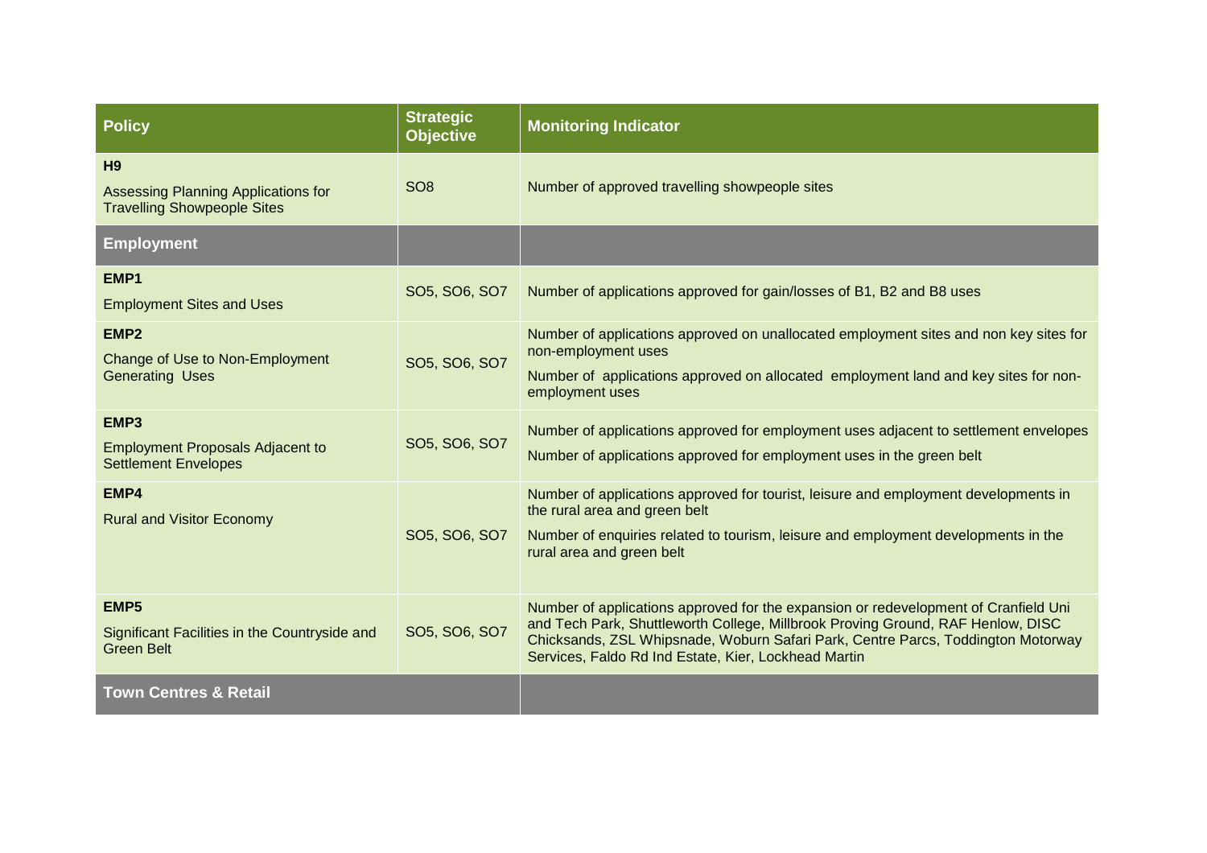| Policy | Strategic Objective | Monitoring Indicator |
|---|---|---|
| **H9**<br>Assessing Planning Applications for Travelling Showpeople Sites | SO8 | Number of approved travelling showpeople sites |
| **Employment** | | |
| **EMP1**<br>Employment Sites and Uses | SO5, SO6, SO7 | Number of applications approved for gain/losses of B1, B2 and B8 uses |
| **EMP2**<br>Change of Use to Non-Employment Generating Uses | SO5, SO6, SO7 | Number of applications approved on unallocated employment sites and non key sites for non-employment uses<br>Number of applications approved on allocated employment land and key sites for non-employment uses |
| **EMP3**<br>Employment Proposals Adjacent to Settlement Envelopes | SO5, SO6, SO7 | Number of applications approved for employment uses adjacent to settlement envelopes<br>Number of applications approved for employment uses in the green belt |
| **EMP4**<br>Rural and Visitor Economy | SO5, SO6, SO7 | Number of applications approved for tourist, leisure and employment developments in the rural area and green belt<br>Number of enquiries related to tourism, leisure and employment developments in the rural area and green belt |
| **EMP5**<br>Significant Facilities in the Countryside and Green Belt | SO5, SO6, SO7 | Number of applications approved for the expansion or redevelopment of Cranfield Uni and Tech Park, Shuttleworth College, Millbrook Proving Ground, RAF Henlow, DISC Chicksands, ZSL Whipsnade, Woburn Safari Park, Centre Parcs, Toddington Motorway Services, Faldo Rd Ind Estate, Kier, Lockhead Martin |
| **Town Centres & Retail** | | |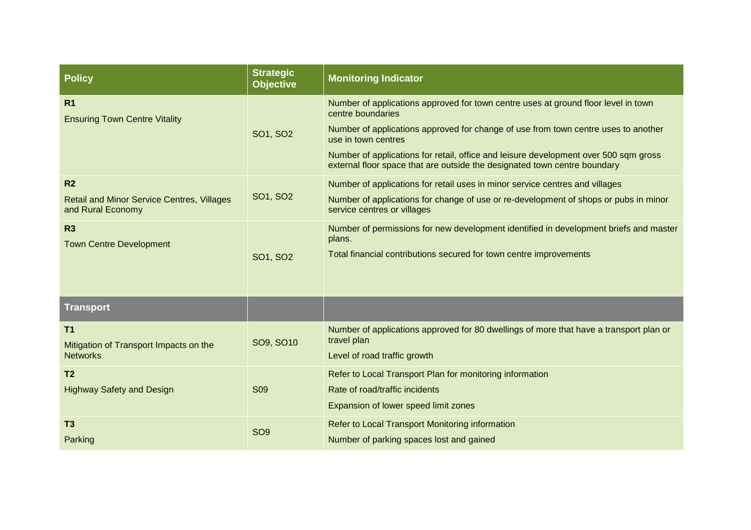| Policy | Strategic Objective | Monitoring Indicator |
|---|---|---|
| **R1**<br>Ensuring Town Centre Vitality | SO1, SO2 | Number of applications approved for town centre uses at ground floor level in town centre boundaries<br>Number of applications approved for change of use from town centre uses to another use in town centres<br>Number of applications for retail, office and leisure development over 500 sqm gross external floor space that are outside the designated town centre boundary |
| **R2**<br>Retail and Minor Service Centres, Villages and Rural Economy | SO1, SO2 | Number of applications for retail uses in minor service centres and villages<br>Number of applications for change of use or re-development of shops or pubs in minor service centres or villages |
| **R3**<br>Town Centre Development | SO1, SO2 | Number of permissions for new development identified in development briefs and master plans.<br>Total financial contributions secured for town centre improvements |
| **Transport** | | |
| **T1**<br>Mitigation of Transport Impacts on the Networks | SO9, SO10 | Number of applications approved for 80 dwellings of more that have a transport plan or travel plan<br>Level of road traffic growth |
| **T2**<br>Highway Safety and Design | S09 | Refer to Local Transport Plan for monitoring information<br>Rate of road/traffic incidents<br>Expansion of lower speed limit zones |
| **T3**<br>Parking | SO9 | Refer to Local Transport Monitoring information<br>Number of parking spaces lost and gained |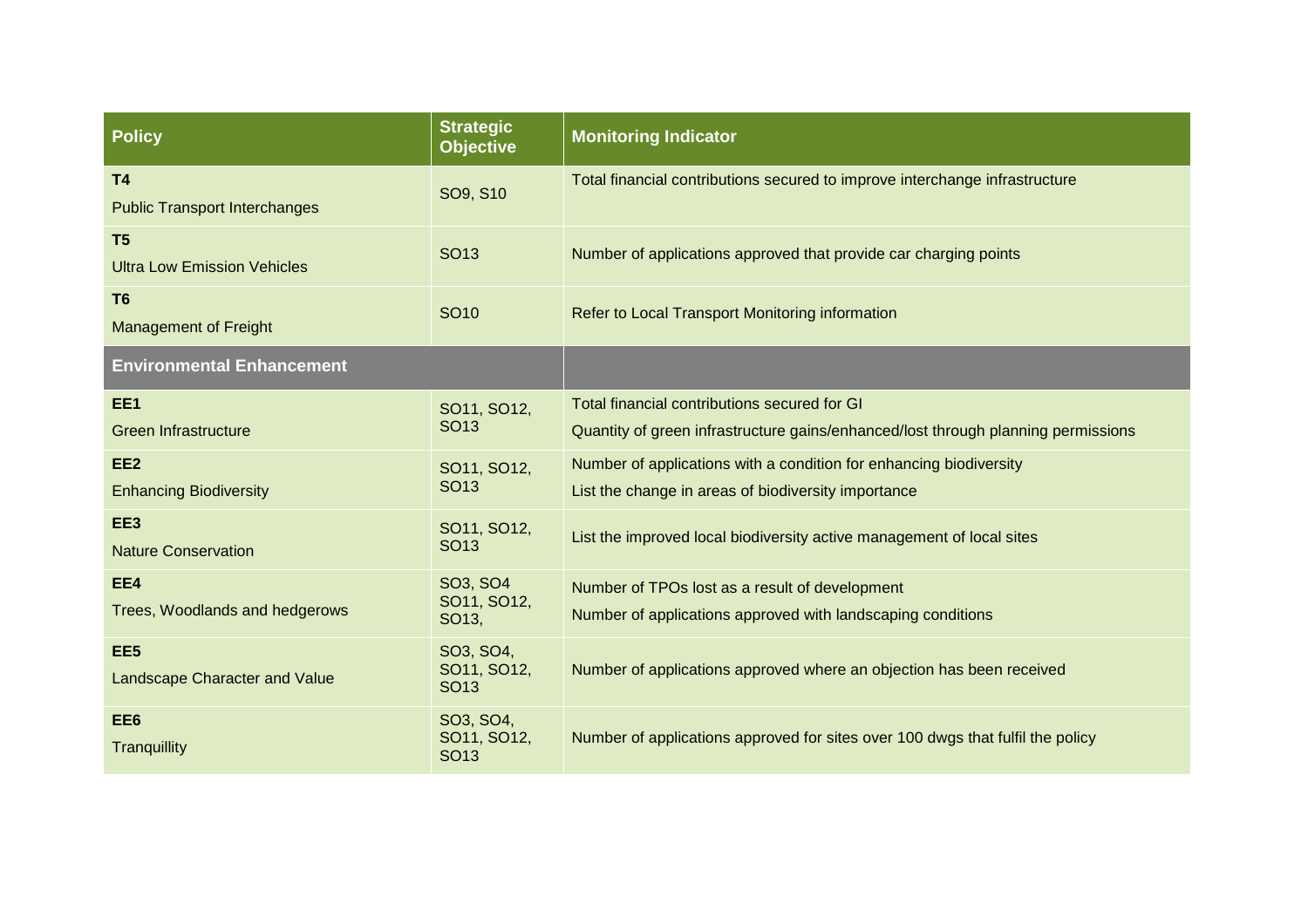| Policy | Strategic Objective | Monitoring Indicator |
|---|---|---|
| **T4**<br>Public Transport Interchanges | SO9, S10 | Total financial contributions secured to improve interchange infrastructure |
| **T5**<br>Ultra Low Emission Vehicles | SO13 | Number of applications approved that provide car charging points |
| **T6**<br>Management of Freight | SO10 | Refer to Local Transport Monitoring information |
| **Environmental Enhancement** | | |
| **EE1**<br>Green Infrastructure | SO11, SO12, SO13 | Total financial contributions secured for GI<br>Quantity of green infrastructure gains/enhanced/lost through planning permissions |
| **EE2**<br>Enhancing Biodiversity | SO11, SO12, SO13 | Number of applications with a condition for enhancing biodiversity<br>List the change in areas of biodiversity importance |
| **EE3**<br>Nature Conservation | SO11, SO12, SO13 | List the improved local biodiversity active management of local sites |
| **EE4**<br>Trees, Woodlands and hedgerows | SO3, SO4 SO11, SO12, SO13, | Number of TPOs lost as a result of development<br>Number of applications approved with landscaping conditions |
| **EE5**<br>Landscape Character and Value | SO3, SO4, SO11, SO12, SO13 | Number of applications approved where an objection has been received |
| **EE6**<br>Tranquillity | SO3, SO4, SO11, SO12, SO13 | Number of applications approved for sites over 100 dwgs that fulfil the policy |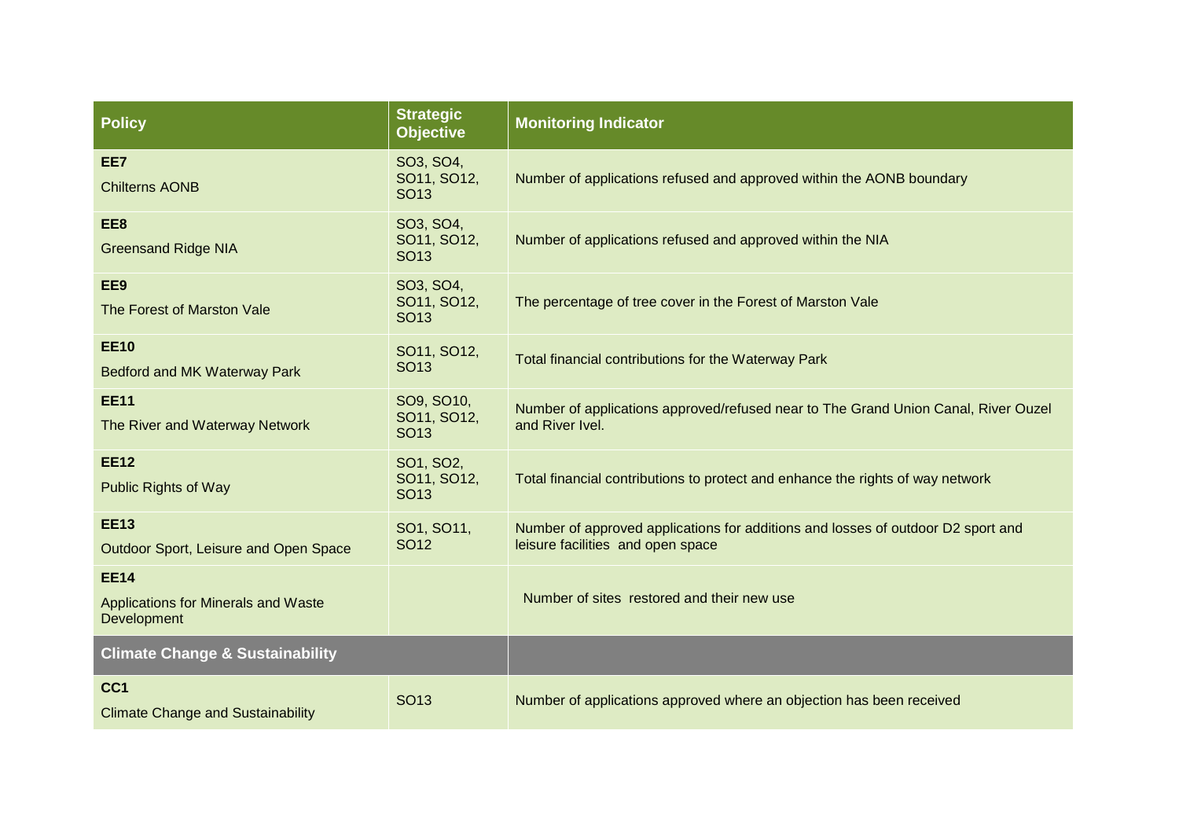| Policy | Strategic Objective | Monitoring Indicator |
|---|---|---|
| **EE7** Chilterns AONB | SO3, SO4, SO11, SO12, SO13 | Number of applications refused and approved within the AONB boundary |
| **EE8** Greensand Ridge NIA | SO3, SO4, SO11, SO12, SO13 | Number of applications refused and approved within the NIA |
| **EE9** The Forest of Marston Vale | SO3, SO4, SO11, SO12, SO13 | The percentage of tree cover in the Forest of Marston Vale |
| **EE10** Bedford and MK Waterway Park | SO11, SO12, SO13 | Total financial contributions for the Waterway Park |
| **EE11** The River and Waterway Network | SO9, SO10, SO11, SO12, SO13 | Number of applications approved/refused near to The Grand Union Canal, River Ouzel and River Ivel. |
| **EE12** Public Rights of Way | SO1, SO2, SO11, SO12, SO13 | Total financial contributions to protect and enhance the rights of way network |
| **EE13** Outdoor Sport, Leisure and Open Space | SO1, SO11, SO12 | Number of approved applications for additions and losses of outdoor D2 sport and leisure facilities and open space |
| **EE14** Applications for Minerals and Waste Development | | Number of sites restored and their new use |
| **Climate Change & Sustainability** | | |
| **CC1** Climate Change and Sustainability | SO13 | Number of applications approved where an objection has been received |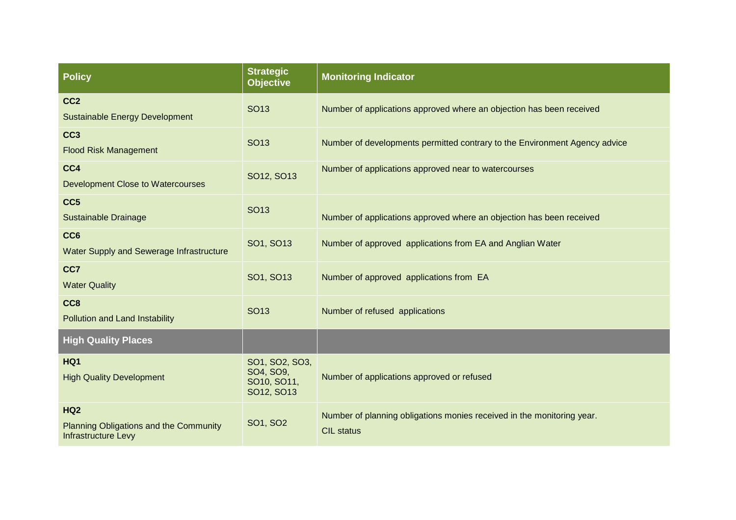| Policy | Strategic Objective | Monitoring Indicator |
|---|---|---|
| **CC2** Sustainable Energy Development | SO13 | Number of applications approved where an objection has been received |
| **CC3** Flood Risk Management | SO13 | Number of developments permitted contrary to the Environment Agency advice |
| **CC4** Development Close to Watercourses | SO12, SO13 | Number of applications approved near to watercourses |
| **CC5** Sustainable Drainage | SO13 | Number of applications approved where an objection has been received |
| **CC6** Water Supply and Sewerage Infrastructure | SO1, SO13 | Number of approved applications from EA and Anglian Water |
| **CC7** Water Quality | SO1, SO13 | Number of approved applications from EA |
| **CC8** Pollution and Land Instability | SO13 | Number of refused applications |
| **High Quality Places** | | |
| **HQ1** High Quality Development | SO1, SO2, SO3, SO4, SO9, SO10, SO11, SO12, SO13 | Number of applications approved or refused |
| **HQ2** Planning Obligations and the Community Infrastructure Levy | SO1, SO2 | Number of planning obligations monies received in the monitoring year. CIL status |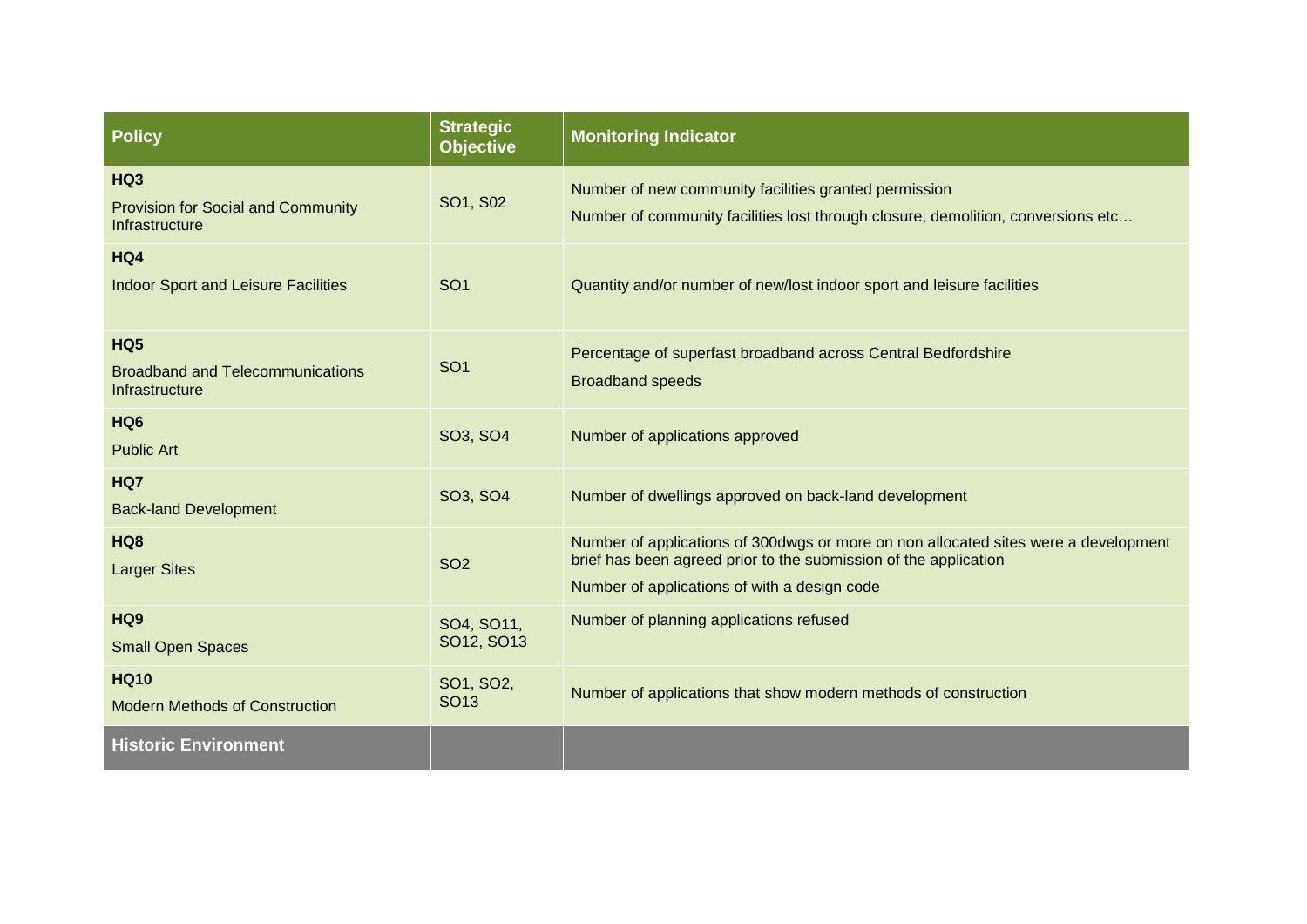| Policy | Strategic Objective | Monitoring Indicator |
|---|---|---|
| **HQ3**<br>Provision for Social and Community Infrastructure | SO1, S02 | Number of new community facilities granted permission<br>Number of community facilities lost through closure, demolition, conversions etc… |
| **HQ4**<br>Indoor Sport and Leisure Facilities | SO1 | Quantity and/or number of new/lost indoor sport and leisure facilities |
| **HQ5**<br>Broadband and Telecommunications Infrastructure | SO1 | Percentage of superfast broadband across Central Bedfordshire<br>Broadband speeds |
| **HQ6**<br>Public Art | SO3, SO4 | Number of applications approved |
| **HQ7**<br>Back-land Development | SO3, SO4 | Number of dwellings approved on back-land development |
| **HQ8**<br>Larger Sites | SO2 | Number of applications of 300dwgs or more on non allocated sites were a development brief has been agreed prior to the submission of the application<br>Number of applications of with a design code |
| **HQ9**<br>Small Open Spaces | SO4, SO11, SO12, SO13 | Number of planning applications refused |
| **HQ10**<br>Modern Methods of Construction | SO1, SO2, SO13 | Number of applications that show modern methods of construction |
| **Historic Environment** | | |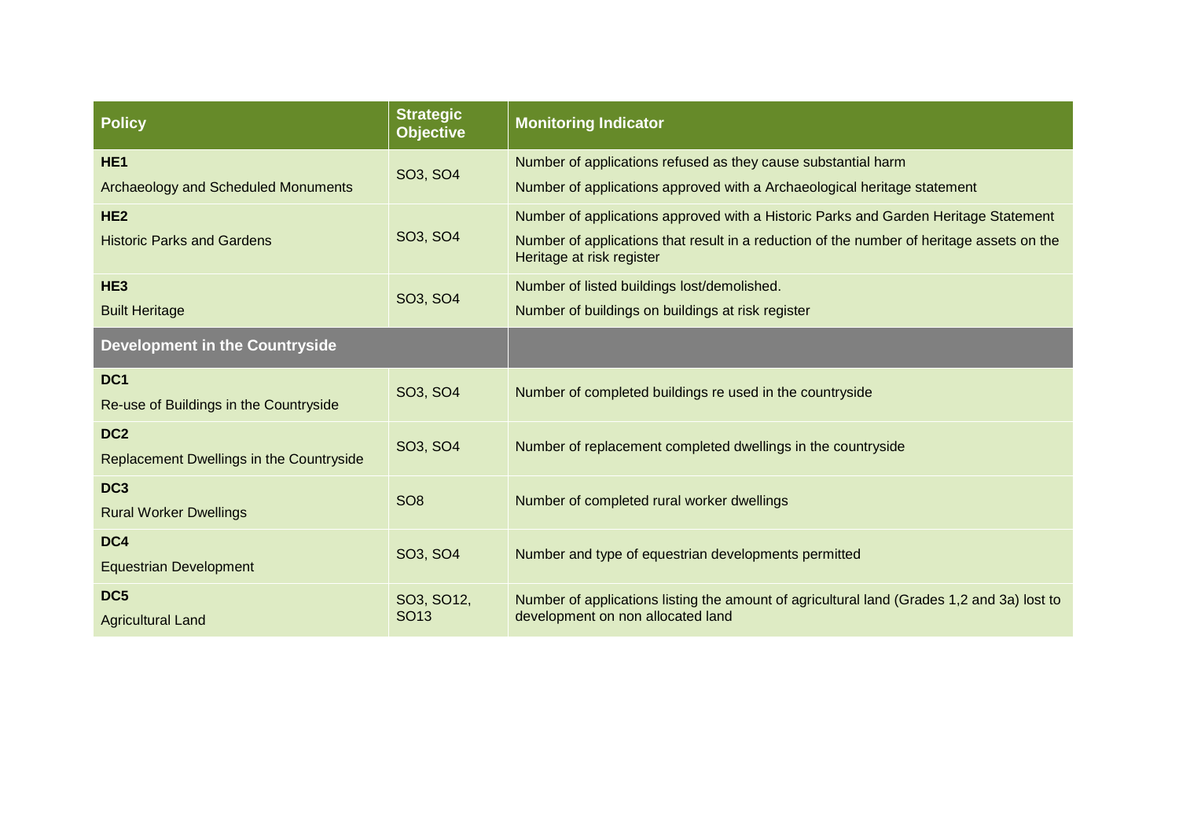| Policy | Strategic Objective | Monitoring Indicator |
|---|---|---|
| **HE1**<br>Archaeology and Scheduled Monuments | SO3, SO4 | Number of applications refused as they cause substantial harm<br>Number of applications approved with a Archaeological heritage statement |
| **HE2**<br>Historic Parks and Gardens | SO3, SO4 | Number of applications approved with a Historic Parks and Garden Heritage Statement<br>Number of applications that result in a reduction of the number of heritage assets on the Heritage at risk register |
| **HE3**<br>Built Heritage | SO3, SO4 | Number of listed buildings lost/demolished.<br>Number of buildings on buildings at risk register |
| **Development in the Countryside** | | |
| **DC1**<br>Re-use of Buildings in the Countryside | SO3, SO4 | Number of completed buildings re used in the countryside |
| **DC2**<br>Replacement Dwellings in the Countryside | SO3, SO4 | Number of replacement completed dwellings in the countryside |
| **DC3**<br>Rural Worker Dwellings | SO8 | Number of completed rural worker dwellings |
| **DC4**<br>Equestrian Development | SO3, SO4 | Number and type of equestrian developments permitted |
| **DC5**<br>Agricultural Land | SO3, SO12, SO13 | Number of applications listing the amount of agricultural land (Grades 1,2 and 3a) lost to development on non allocated land |